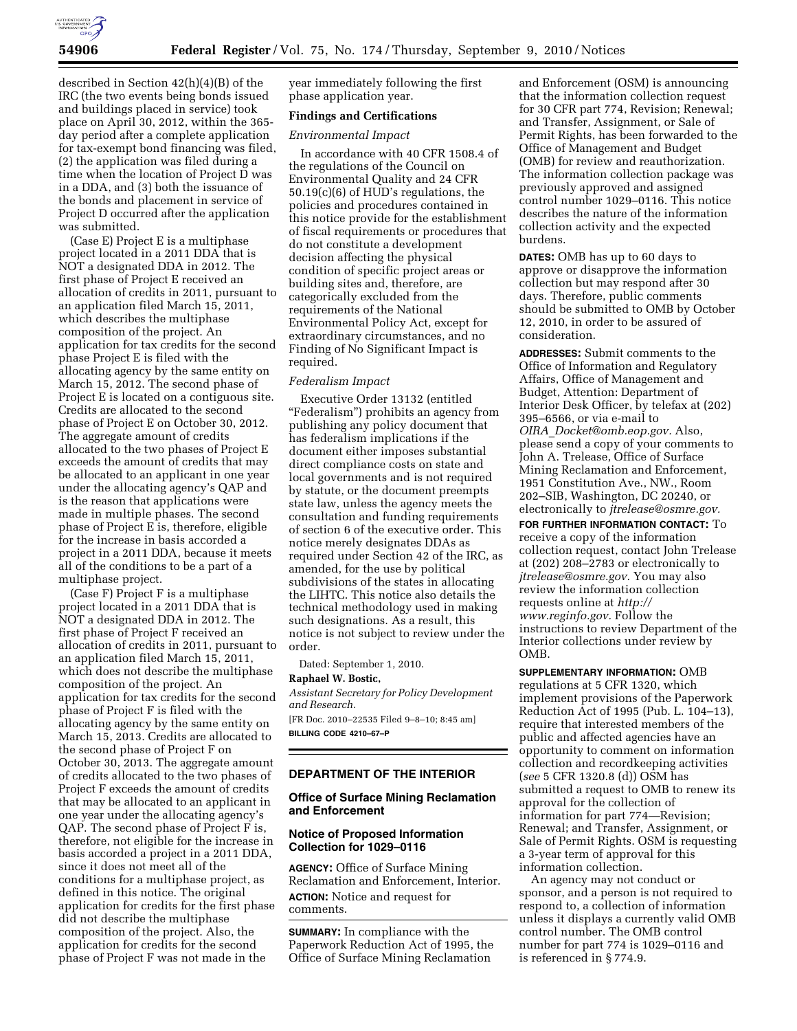described in Section 42(h)(4)(B) of the IRC (the two events being bonds issued and buildings placed in service) took place on April 30, 2012, within the 365-day period after a complete application for tax-exempt bond financing was filed, (2) the application was filed during a time when the location of Project D was in a DDA, and (3) both the issuance of the bonds and placement in service of Project D occurred after the application was submitted.

(Case E) Project E is a multiphase project located in a 2011 DDA that is NOT a designated DDA in 2012. The first phase of Project E received an allocation of credits in 2011, pursuant to an application filed March 15, 2011, which describes the multiphase composition of the project. An application for tax credits for the second phase Project E is filed with the allocating agency by the same entity on March 15, 2012. The second phase of Project E is located on a contiguous site. Credits are allocated to the second phase of Project E on October 30, 2012. The aggregate amount of credits allocated to the two phases of Project E exceeds the amount of credits that may be allocated to an applicant in one year under the allocating agency's QAP and is the reason that applications were made in multiple phases. The second phase of Project E is, therefore, eligible for the increase in basis accorded a project in a 2011 DDA, because it meets all of the conditions to be a part of a multiphase project.

(Case F) Project F is a multiphase project located in a 2011 DDA that is NOT a designated DDA in 2012. The first phase of Project F received an allocation of credits in 2011, pursuant to an application filed March 15, 2011, which does not describe the multiphase composition of the project. An application for tax credits for the second phase of Project F is filed with the allocating agency by the same entity on March 15, 2013. Credits are allocated to the second phase of Project F on October 30, 2013. The aggregate amount of credits allocated to the two phases of Project F exceeds the amount of credits that may be allocated to an applicant in one year under the allocating agency's QAP. The second phase of Project F is, therefore, not eligible for the increase in basis accorded a project in a 2011 DDA, since it does not meet all of the conditions for a multiphase project, as defined in this notice. The original application for credits for the first phase did not describe the multiphase composition of the project. Also, the application for credits for the second phase of Project F was not made in the year immediately following the first phase application year.

**Findings and Certifications**

*Environmental Impact*

In accordance with 40 CFR 1508.4 of the regulations of the Council on Environmental Quality and 24 CFR 50.19(c)(6) of HUD's regulations, the policies and procedures contained in this notice provide for the establishment of fiscal requirements or procedures that do not constitute a development decision affecting the physical condition of specific project areas or building sites and, therefore, are categorically excluded from the requirements of the National Environmental Policy Act, except for extraordinary circumstances, and no Finding of No Significant Impact is required.

*Federalism Impact*

Executive Order 13132 (entitled "Federalism") prohibits an agency from publishing any policy document that has federalism implications if the document either imposes substantial direct compliance costs on state and local governments and is not required by statute, or the document preempts state law, unless the agency meets the consultation and funding requirements of section 6 of the executive order. This notice merely designates DDAs as required under Section 42 of the IRC, as amended, for the use by political subdivisions of the states in allocating the LIHTC. This notice also details the technical methodology used in making such designations. As a result, this notice is not subject to review under the order.

Dated: September 1, 2010.

**Raphael W. Bostic,**

*Assistant Secretary for Policy Development and Research.*

[FR Doc. 2010–22535 Filed 9–8–10; 8:45 am]

**BILLING CODE 4210–67–P**

## DEPARTMENT OF THE INTERIOR

### Office of Surface Mining Reclamation and Enforcement

### Notice of Proposed Information Collection for 1029–0116

**AGENCY:** Office of Surface Mining Reclamation and Enforcement, Interior.

**ACTION:** Notice and request for comments.

**SUMMARY:** In compliance with the Paperwork Reduction Act of 1995, the Office of Surface Mining Reclamation and Enforcement (OSM) is announcing that the information collection request for 30 CFR part 774, Revision; Renewal; and Transfer, Assignment, or Sale of Permit Rights, has been forwarded to the Office of Management and Budget (OMB) for review and reauthorization. The information collection package was previously approved and assigned control number 1029–0116. This notice describes the nature of the information collection activity and the expected burdens.

**DATES:** OMB has up to 60 days to approve or disapprove the information collection but may respond after 30 days. Therefore, public comments should be submitted to OMB by October 12, 2010, in order to be assured of consideration.

**ADDRESSES:** Submit comments to the Office of Information and Regulatory Affairs, Office of Management and Budget, Attention: Department of Interior Desk Officer, by telefax at (202) 395–6566, or via e-mail to *OIRA_Docket@omb.eop.gov.* Also, please send a copy of your comments to John A. Trelease, Office of Surface Mining Reclamation and Enforcement, 1951 Constitution Ave., NW., Room 202–SIB, Washington, DC 20240, or electronically to *jtrelease@osmre.gov.*

**FOR FURTHER INFORMATION CONTACT:** To receive a copy of the information collection request, contact John Trelease at (202) 208–2783 or electronically to *jtrelease@osmre.gov.* You may also review the information collection requests online at *http://www.reginfo.gov.* Follow the instructions to review Department of the Interior collections under review by OMB.

**SUPPLEMENTARY INFORMATION:** OMB regulations at 5 CFR 1320, which implement provisions of the Paperwork Reduction Act of 1995 (Pub. L. 104–13), require that interested members of the public and affected agencies have an opportunity to comment on information collection and recordkeeping activities (*see* 5 CFR 1320.8 (d)) OSM has submitted a request to OMB to renew its approval for the collection of information for part 774—Revision; Renewal; and Transfer, Assignment, or Sale of Permit Rights. OSM is requesting a 3-year term of approval for this information collection.

An agency may not conduct or sponsor, and a person is not required to respond to, a collection of information unless it displays a currently valid OMB control number. The OMB control number for part 774 is 1029–0116 and is referenced in § 774.9.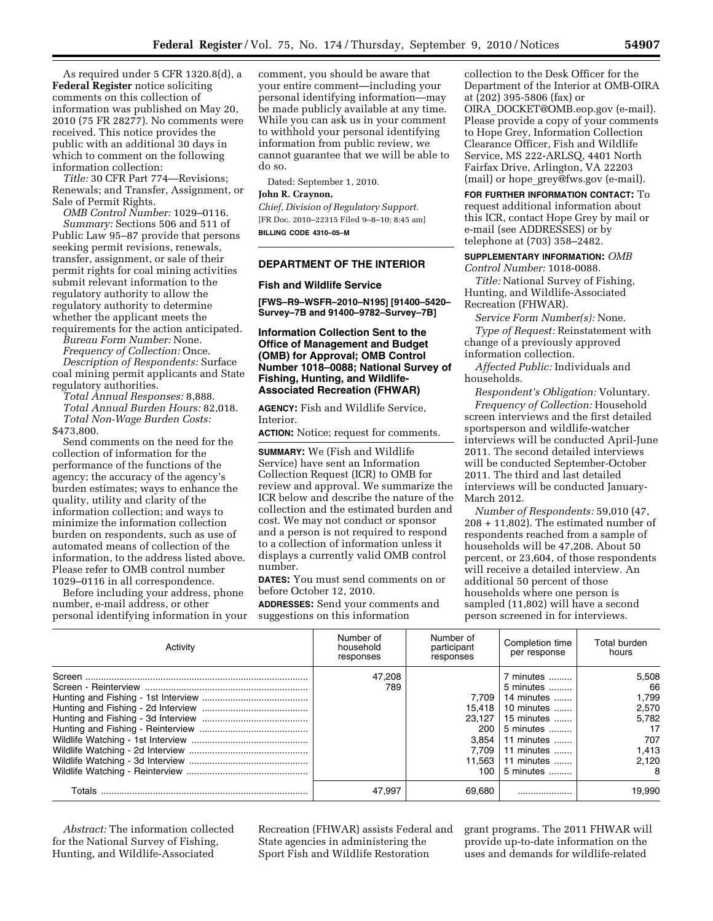As required under 5 CFR 1320.8(d), a **Federal Register** notice soliciting comments on this collection of information was published on May 20, 2010 (75 FR 28277). No comments were received. This notice provides the public with an additional 30 days in which to comment on the following information collection:

*Title:* 30 CFR Part 774—Revisions; Renewals; and Transfer, Assignment, or Sale of Permit Rights.

*OMB Control Number:* 1029–0116.

*Summary:* Sections 506 and 511 of Public Law 95–87 provide that persons seeking permit revisions, renewals, transfer, assignment, or sale of their permit rights for coal mining activities submit relevant information to the regulatory authority to allow the regulatory authority to determine whether the applicant meets the requirements for the action anticipated.

*Bureau Form Number:* None.

*Frequency of Collection:* Once.

*Description of Respondents:* Surface coal mining permit applicants and State regulatory authorities.

*Total Annual Responses:* 8,888.

*Total Annual Burden Hours:* 82,018.

*Total Non-Wage Burden Costs:* $473,800.

Send comments on the need for the collection of information for the performance of the functions of the agency; the accuracy of the agency's burden estimates; ways to enhance the quality, utility and clarity of the information collection; and ways to minimize the information collection burden on respondents, such as use of automated means of collection of the information, to the address listed above. Please refer to OMB control number 1029–0116 in all correspondence.

Before including your address, phone number, e-mail address, or other personal identifying information in your comment, you should be aware that your entire comment—including your personal identifying information—may be made publicly available at any time. While you can ask us in your comment to withhold your personal identifying information from public review, we cannot guarantee that we will be able to do so.

Dated: September 1, 2010.

**John R. Craynon,**

*Chief, Division of Regulatory Support.*

[FR Doc. 2010–22315 Filed 9–8–10; 8:45 am]

**BILLING CODE 4310–05–M**

## DEPARTMENT OF THE INTERIOR

### Fish and Wildlife Service

**[FWS–R9–WSFR–2010–N195] [91400–5420–Survey–7B and 91400–9782–Survey–7B]**

### Information Collection Sent to the Office of Management and Budget (OMB) for Approval; OMB Control Number 1018–0088; National Survey of Fishing, Hunting, and Wildlife-Associated Recreation (FHWAR)

**AGENCY:** Fish and Wildlife Service, Interior.

**ACTION:** Notice; request for comments.

**SUMMARY:** We (Fish and Wildlife Service) have sent an Information Collection Request (ICR) to OMB for review and approval. We summarize the ICR below and describe the nature of the collection and the estimated burden and cost. We may not conduct or sponsor and a person is not required to respond to a collection of information unless it displays a currently valid OMB control number.

**DATES:** You must send comments on or before October 12, 2010.

**ADDRESSES:** Send your comments and suggestions on this information collection to the Desk Officer for the Department of the Interior at OMB-OIRA at (202) 395-5806 (fax) or OIRA_DOCKET@OMB.eop.gov (e-mail). Please provide a copy of your comments to Hope Grey, Information Collection Clearance Officer, Fish and Wildlife Service, MS 222-ARLSQ, 4401 North Fairfax Drive, Arlington, VA 22203 (mail) or hope_grey@fws.gov (e-mail).

**FOR FURTHER INFORMATION CONTACT:** To request additional information about this ICR, contact Hope Grey by mail or e-mail (see ADDRESSES) or by telephone at (703) 358–2482.

**SUPPLEMENTARY INFORMATION:** *OMB Control Number:* 1018-0088.

*Title:* National Survey of Fishing, Hunting, and Wildlife-Associated Recreation (FHWAR).

*Service Form Number(s):* None.

*Type of Request:* Reinstatement with change of a previously approved information collection.

*Affected Public:* Individuals and households.

*Respondent's Obligation:* Voluntary.

*Frequency of Collection:* Household screen interviews and the first detailed sportsperson and wildlife-watcher interviews will be conducted April-June 2011. The second detailed interviews will be conducted September-October 2011. The third and last detailed interviews will be conducted January-March 2012.

*Number of Respondents:* 59,010 (47, 208 + 11,802). The estimated number of respondents reached from a sample of households will be 47,208. About 50 percent, or 23,604, of those respondents will receive a detailed interview. An additional 50 percent of those households where one person is sampled (11,802) will have a second person screened in for interviews.

| Activity | Number of household responses | Number of participant responses | Completion time per response | Total burden hours |
|---|---|---|---|---|
| Screen | 47,208 | | 7 minutes | 5,508 |
| Screen - Reinterview | 789 | | 5 minutes | 66 |
| Hunting and Fishing - 1st Interview | | 7,709 | 14 minutes | 1,799 |
| Hunting and Fishing - 2d Interview | | 15,418 | 10 minutes | 2,570 |
| Hunting and Fishing - 3d Interview | | 23,127 | 15 minutes | 5,782 |
| Hunting and Fishing - Reinterview | | 200 | 5 minutes | 17 |
| Wildlife Watching - 1st Interview | | 3,854 | 11 minutes | 707 |
| Wildlife Watching - 2d Interview | | 7,709 | 11 minutes | 1,413 |
| Wildlife Watching - 3d Interview | | 11,563 | 11 minutes | 2,120 |
| Wildlife Watching - Reinterview | | 100 | 5 minutes | 8 |
| Totals | 47,997 | 69,680 | | 19,990 |

*Abstract:* The information collected for the National Survey of Fishing, Hunting, and Wildlife-Associated Recreation (FHWAR) assists Federal and State agencies in administering the Sport Fish and Wildlife Restoration grant programs. The 2011 FHWAR will provide up-to-date information on the uses and demands for wildlife-related